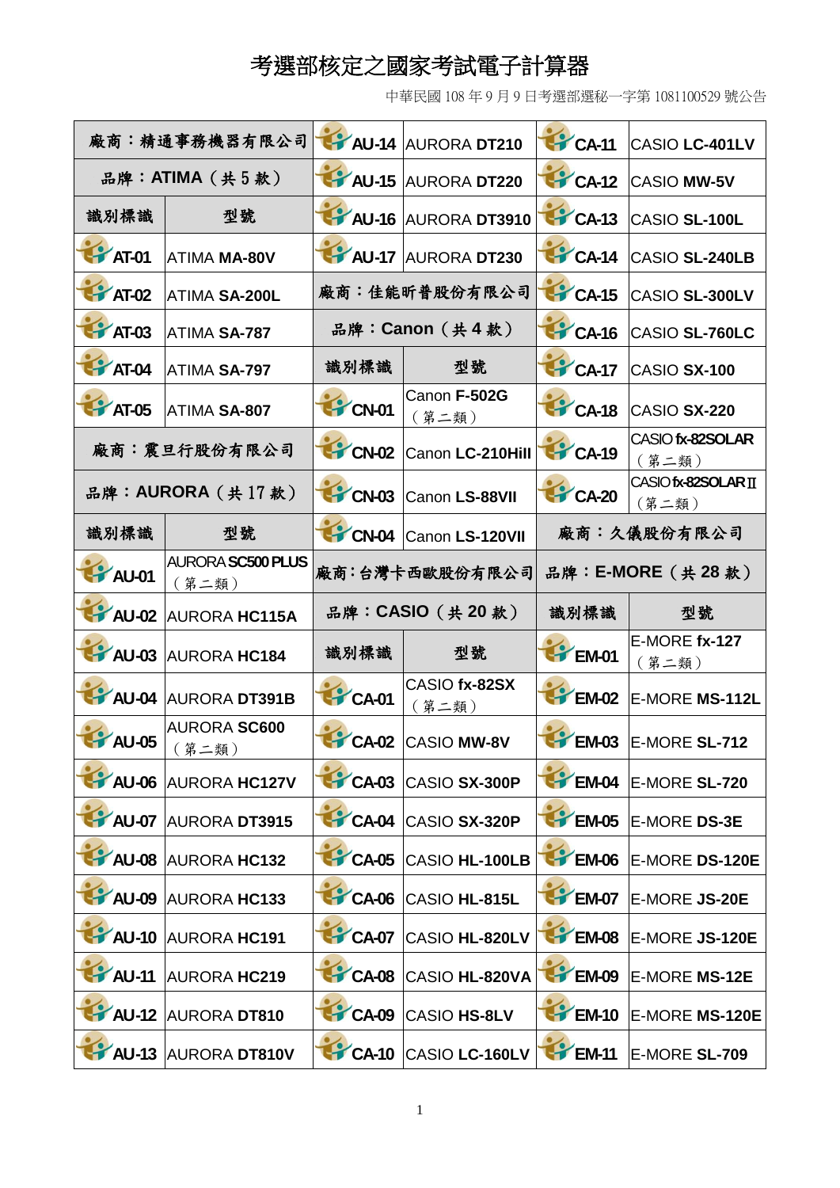# 考選部核定之國家考試電子計算器

中華民國 108 年 9 月 9 日考選部選秘一字第 1081100529 號公告

| 識別標識 | 型號 | 識別標識 | 型號 | 識別標識 | 型號 |
|---|---|---|---|---|---|
| 廠商：精通事務機器有限公司 | | AU-14 | AURORA DT210 | CA-11 | CASIO LC-401LV |
| 品牌：ATIMA（共 5 款） | | AU-15 | AURORA DT220 | CA-12 | CASIO MW-5V |
| 識別標識 | 型號 | AU-16 | AURORA DT3910 | CA-13 | CASIO SL-100L |
| AT-01 | ATIMA MA-80V | AU-17 | AURORA DT230 | CA-14 | CASIO SL-240LB |
| AT-02 | ATIMA SA-200L | 廠商：佳能昕普股份有限公司 | | CA-15 | CASIO SL-300LV |
| AT-03 | ATIMA SA-787 | 品牌：Canon（共 4 款） | | CA-16 | CASIO SL-760LC |
| AT-04 | ATIMA SA-797 | 識別標識 | 型號 | CA-17 | CASIO SX-100 |
| AT-05 | ATIMA SA-807 | CN-01 | Canon F-502G（第二類） | CA-18 | CASIO SX-220 |
| 廠商：震旦行股份有限公司 | | CN-02 | Canon LC-210HiII | CA-19 | CASIO fx-82SOLAR（第二類） |
| 品牌：AURORA（共 17 款） | | CN-03 | Canon LS-88VII | CA-20 | CASIO fx-82SOLAR II（第二類） |
| 識別標識 | 型號 | CN-04 | Canon LS-120VII | 廠商：久儀股份有限公司 | |
| AU-01 | AURORA SC500 PLUS（第二類） | 廠商：台灣卡西歐股份有限公司 | | 品牌：E-MORE（共 28 款） | |
| AU-02 | AURORA HC115A | 品牌：CASIO（共 20 款） | | 識別標識 | 型號 |
| AU-03 | AURORA HC184 | 識別標識 | 型號 | EM-01 | E-MORE fx-127（第二類） |
| AU-04 | AURORA DT391B | CA-01 | CASIO fx-82SX（第二類） | EM-02 | E-MORE MS-112L |
| AU-05 | AURORA SC600（第二類） | CA-02 | CASIO MW-8V | EM-03 | E-MORE SL-712 |
| AU-06 | AURORA HC127V | CA-03 | CASIO SX-300P | EM-04 | E-MORE SL-720 |
| AU-07 | AURORA DT3915 | CA-04 | CASIO SX-320P | EM-05 | E-MORE DS-3E |
| AU-08 | AURORA HC132 | CA-05 | CASIO HL-100LB | EM-06 | E-MORE DS-120E |
| AU-09 | AURORA HC133 | CA-06 | CASIO HL-815L | EM-07 | E-MORE JS-20E |
| AU-10 | AURORA HC191 | CA-07 | CASIO HL-820LV | EM-08 | E-MORE JS-120E |
| AU-11 | AURORA HC219 | CA-08 | CASIO HL-820VA | EM-09 | E-MORE MS-12E |
| AU-12 | AURORA DT810 | CA-09 | CASIO HS-8LV | EM-10 | E-MORE MS-120E |
| AU-13 | AURORA DT810V | CA-10 | CASIO LC-160LV | EM-11 | E-MORE SL-709 |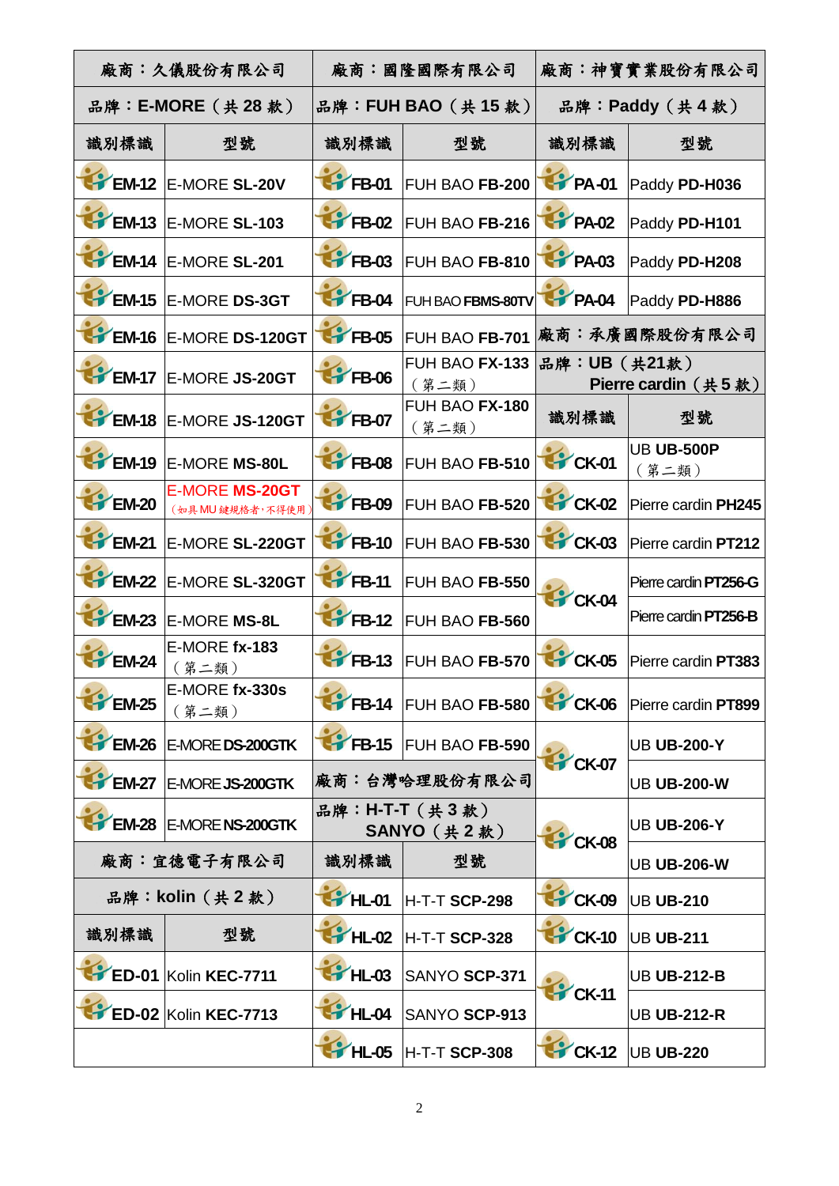| 廠商：久儀股份有限公司 | | 廠商：國隆國際有限公司 | | 廠商：神寶實業股份有限公司 | |
|---|---|---|---|---|---|
| 品牌：E-MORE（共 28 款） | | 品牌：FUH BAO（共 15 款） | | 品牌：Paddy（共 4 款） | |
| 識別標識 | 型號 | 識別標識 | 型號 | 識別標識 | 型號 |
| EM-12 | E-MORE **SL-20V** | FB-01 | FUH BAO **FB-200** | PA-01 | Paddy **PD-H036** |
| EM-13 | E-MORE **SL-103** | FB-02 | FUH BAO **FB-216** | PA-02 | Paddy **PD-H101** |
| EM-14 | E-MORE **SL-201** | FB-03 | FUH BAO **FB-810** | PA-03 | Paddy **PD-H208** |
| EM-15 | E-MORE **DS-3GT** | FB-04 | FUH BAO **FBMS-80TV** | PA-04 | Paddy **PD-H886** |
| EM-16 | E-MORE **DS-120GT** | FB-05 | FUH BAO **FB-701** | 廠商：承廣國際股份有限公司 | |
| EM-17 | E-MORE **JS-20GT** | FB-06 | FUH BAO **FX-133**（第二類） | 品牌：UB（共21款） Pierre cardin（共 5 款） | |
| EM-18 | E-MORE **JS-120GT** | FB-07 | FUH BAO **FX-180**（第二類） | 識別標識 | 型號 |
| EM-19 | E-MORE **MS-80L** | FB-08 | FUH BAO **FB-510** | CK-01 | UB **UB-500P**（第二類） |
| EM-20 | E-MORE **MS-20GT**（如具 MU 鍵規格者，不得使用） | FB-09 | FUH BAO **FB-520** | CK-02 | Pierre cardin **PH245** |
| EM-21 | E-MORE **SL-220GT** | FB-10 | FUH BAO **FB-530** | CK-03 | Pierre cardin **PT212** |
| EM-22 | E-MORE **SL-320GT** | FB-11 | FUH BAO **FB-550** | CK-04 | Pierre cardin **PT256-G** |
| EM-23 | E-MORE **MS-8L** | FB-12 | FUH BAO **FB-560** | | Pierre cardin **PT256-B** |
| EM-24 | E-MORE **fx-183**（第二類） | FB-13 | FUH BAO **FB-570** | CK-05 | Pierre cardin **PT383** |
| EM-25 | E-MORE **fx-330s**（第二類） | FB-14 | FUH BAO **FB-580** | CK-06 | Pierre cardin **PT899** |
| EM-26 | E-MORE **DS-200GTK** | FB-15 | FUH BAO **FB-590** | CK-07 | UB **UB-200-Y** |
| EM-27 | E-MORE **JS-200GTK** | 廠商：台灣哈理股份有限公司 | | | UB **UB-200-W** |
| EM-28 | E-MORE **NS-200GTK** | 品牌：H-T-T（共 3 款） SANYO（共 2 款） | | CK-08 | UB **UB-206-Y** |
| 廠商：宜德電子有限公司 | | 識別標識 | 型號 | | UB **UB-206-W** |
| 品牌：kolin（共 2 款） | | HL-01 | H-T-T **SCP-298** | CK-09 | UB **UB-210** |
| 識別標識 | 型號 | HL-02 | H-T-T **SCP-328** | CK-10 | UB **UB-211** |
| ED-01 | Kolin **KEC-7711** | HL-03 | SANYO **SCP-371** | CK-11 | UB **UB-212-B** |
| ED-02 | Kolin **KEC-7713** | HL-04 | SANYO **SCP-913** | | UB **UB-212-R** |
| | | HL-05 | H-T-T **SCP-308** | CK-12 | UB **UB-220** |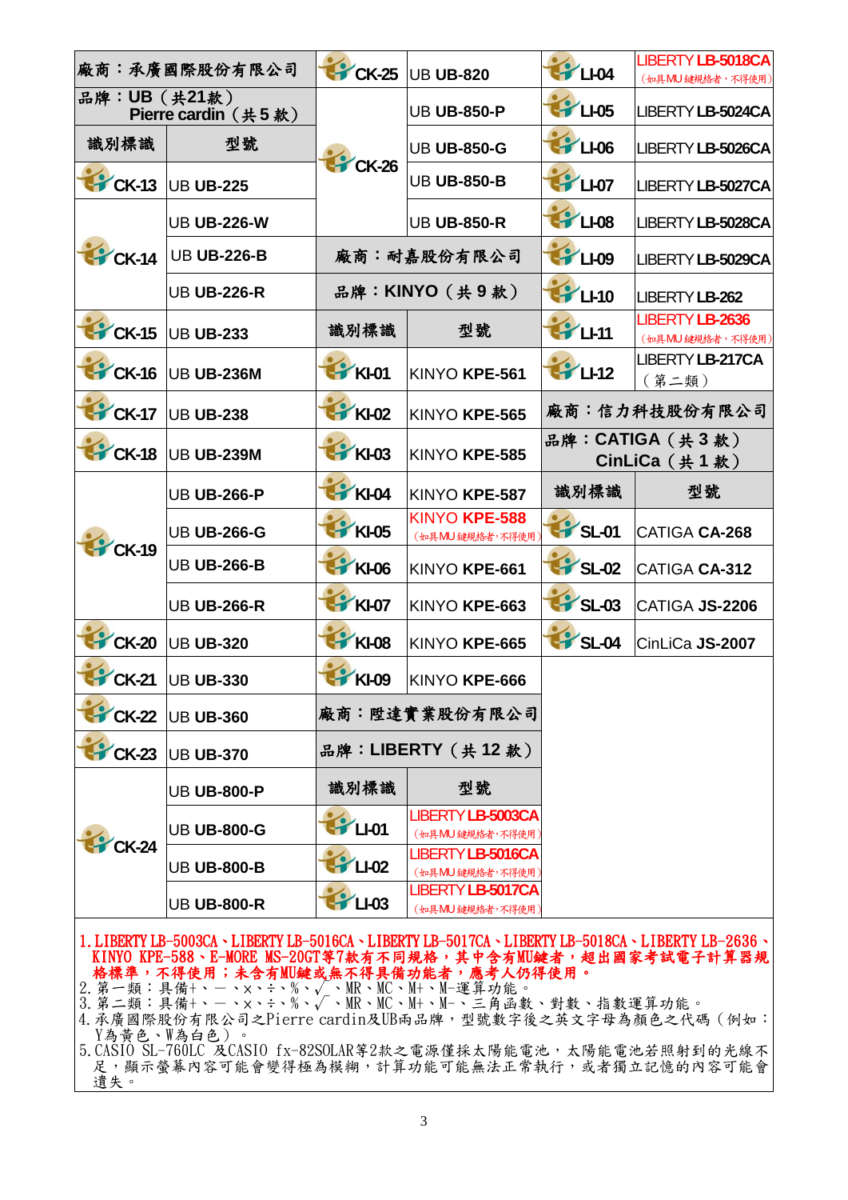| 廠商：承廣國際股份有限公司 | | 識別標識 | 型號 |
|---|---|---|---|
| 品牌：UB（共21款） Pierre cardin（共5款） | | | |
| 識別標識 | 型號 | | |
| CK-13 | UB UB-225 | | |
| CK-14 | UB UB-226-W | | |
| | UB UB-226-B | | |
| | UB UB-226-R | | |
| CK-15 | UB UB-233 | | |
| CK-16 | UB UB-236M | | |
| CK-17 | UB UB-238 | | |
| CK-18 | UB UB-239M | | |
| CK-19 | UB UB-266-P | | |
| | UB UB-266-G | | |
| | UB UB-266-B | | |
| | UB UB-266-R | | |
| CK-20 | UB UB-320 | | |
| CK-21 | UB UB-330 | | |
| CK-22 | UB UB-360 | | |
| CK-23 | UB UB-370 | | |
| CK-24 | UB UB-800-P | | |
| | UB UB-800-G | | |
| | UB UB-800-B | | |
| | UB UB-800-R | | |
| CK-25 | UB UB-820 | | |
| CK-26 | UB UB-850-P | | |
| | UB UB-850-G | | |
| | UB UB-850-B | | |
| | UB UB-850-R | | |

| 廠商：耐嘉股份有限公司 | |
|---|---|
| 品牌：KINYO（共9款） | |
| 識別標識 | 型號 |
| KI-01 | KINYO KPE-561 |
| KI-02 | KINYO KPE-565 |
| KI-03 | KINYO KPE-585 |
| KI-04 | KINYO KPE-587 |
| KI-05 | KINYO KPE-588（如具MU鍵規格者，不得使用） |
| KI-06 | KINYO KPE-661 |
| KI-07 | KINYO KPE-663 |
| KI-08 | KINYO KPE-665 |
| KI-09 | KINYO KPE-666 |

| 廠商：陞達實業股份有限公司 | |
|---|---|
| 品牌：LIBERTY（共12款） | |
| 識別標識 | 型號 |
| LI-01 | LIBERTY LB-5003CA（如具MU鍵規格者，不得使用） |
| LI-02 | LIBERTY LB-5016CA（如具MU鍵規格者，不得使用） |
| LI-03 | LIBERTY LB-5017CA（如具MU鍵規格者，不得使用） |
| LI-04 | LIBERTY LB-5018CA（如具MU鍵規格者，不得使用） |
| LI-05 | LIBERTY LB-5024CA |
| LI-06 | LIBERTY LB-5026CA |
| LI-07 | LIBERTY LB-5027CA |
| LI-08 | LIBERTY LB-5028CA |
| LI-09 | LIBERTY LB-5029CA |
| LI-10 | LIBERTY LB-262 |
| LI-11 | LIBERTY LB-2636（如具MU鍵規格者，不得使用） |
| LI-12 | LIBERTY LB-217CA（第二類） |

| 廠商：信力科技股份有限公司 | |
|---|---|
| 品牌：CATIGA（共3款） CinLiCa（共1款） | |
| 識別標識 | 型號 |
| SL-01 | CATIGA CA-268 |
| SL-02 | CATIGA CA-312 |
| SL-03 | CATIGA JS-2206 |
| SL-04 | CinLiCa JS-2007 |

1. **LIBERTY LB-5003CA、LIBERTY LB-5016CA、LIBERTY LB-5017CA、LIBERTY LB-5018CA、LIBERTY LB-2636、KINYO KPE-588、E-MORE MS-20GT等7款有不同規格，其中含有MU鍵者，超出國家考試電子計算器規格標準，不得使用；未含有MU鍵或無不得具備功能者，應考人仍得使用。**
2. 第一類：具備+、－、×、÷、%、√、MR、MC、M+、M-運算功能。
3. 第二類：具備+、－、×、÷、%、√、MR、MC、M+、M-、三角函數、對數、指數運算功能。
4. 承廣國際股份有限公司之Pierre cardin及UB兩品牌，型號數字後之英文字母為顏色之代碼（例如：Y為黃色、W為白色）。
5. CASIO SL-760LC 及CASIO fx-82SOLAR等2款之電源僅採太陽能電池，太陽能電池若照射到的光線不足，顯示螢幕內容可能會變得極為模糊，計算功能可能無法正常執行，或者獨立記憶的內容可能會遺失。